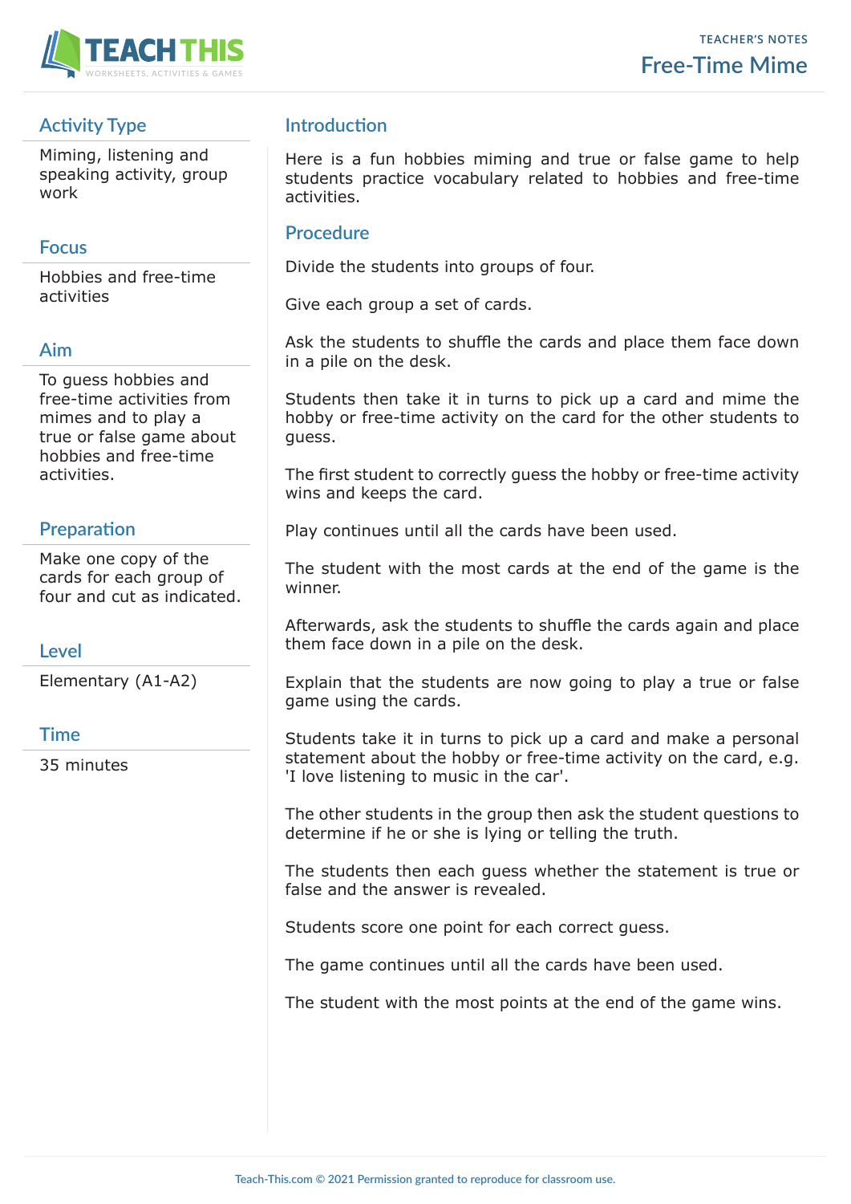TEACHER'S NOTES

# Free-Time Mime

## Activity Type

Miming, listening and speaking activity, group work

## Focus

Hobbies and free-time activities

## Aim

To guess hobbies and free-time activities from mimes and to play a true or false game about hobbies and free-time activities.

## Preparation

Make one copy of the cards for each group of four and cut as indicated.

## Level

Elementary (A1-A2)

## Time

35 minutes

## Introduction

Here is a fun hobbies miming and true or false game to help students practice vocabulary related to hobbies and free-time activities.

## Procedure

Divide the students into groups of four.

Give each group a set of cards.

Ask the students to shuffle the cards and place them face down in a pile on the desk.

Students then take it in turns to pick up a card and mime the hobby or free-time activity on the card for the other students to guess.

The first student to correctly guess the hobby or free-time activity wins and keeps the card.

Play continues until all the cards have been used.

The student with the most cards at the end of the game is the winner.

Afterwards, ask the students to shuffle the cards again and place them face down in a pile on the desk.

Explain that the students are now going to play a true or false game using the cards.

Students take it in turns to pick up a card and make a personal statement about the hobby or free-time activity on the card, e.g. 'I love listening to music in the car'.

The other students in the group then ask the student questions to determine if he or she is lying or telling the truth.

The students then each guess whether the statement is true or false and the answer is revealed.

Students score one point for each correct guess.

The game continues until all the cards have been used.

The student with the most points at the end of the game wins.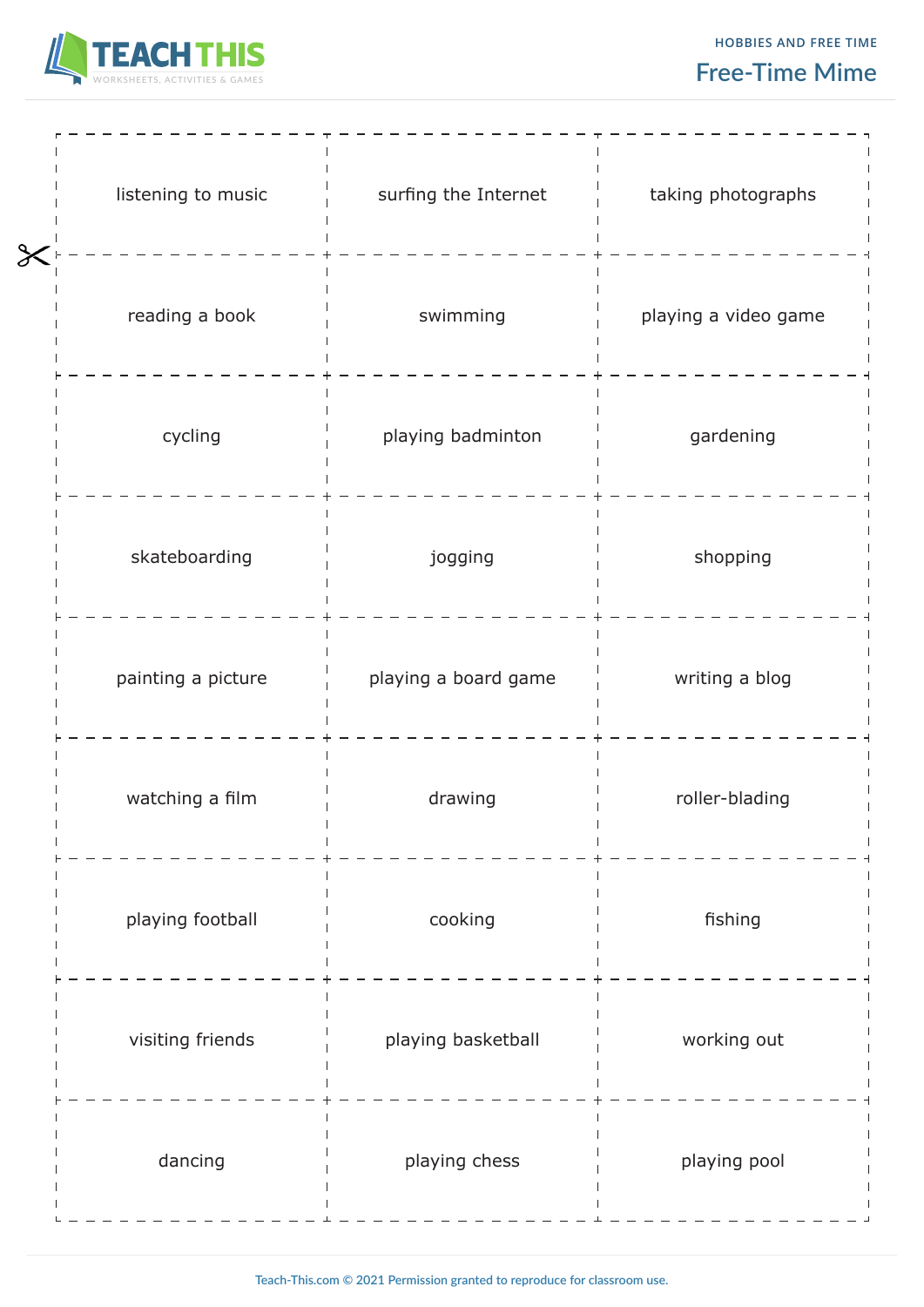| | | |
|---|---|---|
| listening to music | surfing the Internet | taking photographs |
| reading a book | swimming | playing a video game |
| cycling | playing badminton | gardening |
| skateboarding | jogging | shopping |
| painting a picture | playing a board game | writing a blog |
| watching a film | drawing | roller-blading |
| playing football | cooking | fishing |
| visiting friends | playing basketball | working out |
| dancing | playing chess | playing pool |